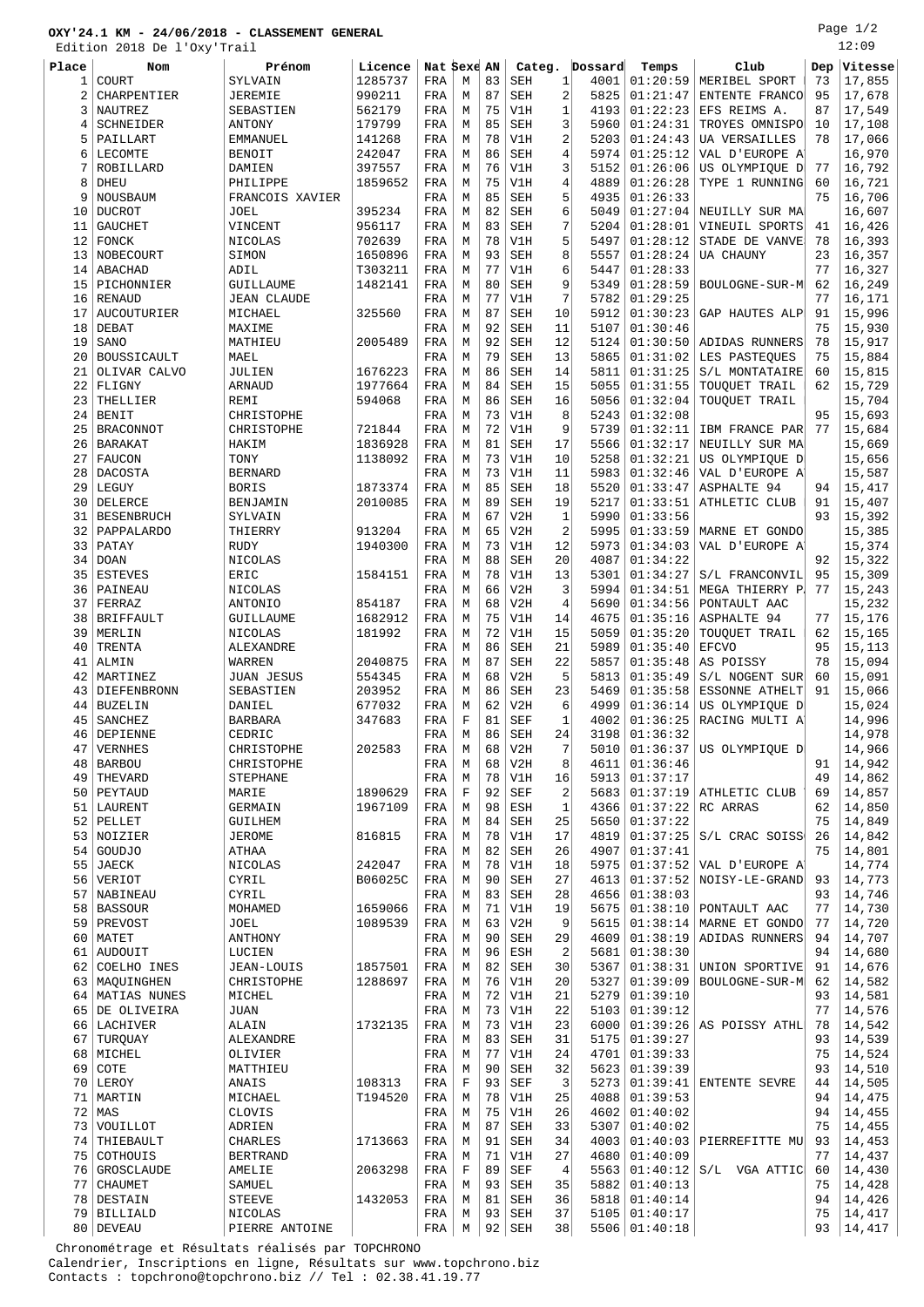**OXY'24.1 KM - 24/06/2018 - CLASSEMENT GENERAL**

Edition 2018 De l'Oxy'Trail

12:09

| Place | Nom | Prénom | Licence | Nat | Sexe | AN | Categ. | | Dossard | Temps | Club | Dep | Vitesse |
|---|---|---|---|---|---|---|---|---|---|---|---|---|---|
| 1 | COURT | SYLVAIN | 1285737 | FRA | M | 83 | SEH | 1 | 4001 | 01:20:59 | MERIBEL SPORT | 73 | 17,855 |
| 2 | CHARPENTIER | JEREMIE | 990211 | FRA | M | 87 | SEH | 2 | 5825 | 01:21:47 | ENTENTE FRANCO | 95 | 17,678 |
| 3 | NAUTREZ | SEBASTIEN | 562179 | FRA | M | 75 | V1H | 1 | 4193 | 01:22:23 | EFS REIMS A. | 87 | 17,549 |
| 4 | SCHNEIDER | ANTONY | 179799 | FRA | M | 85 | SEH | 3 | 5960 | 01:24:31 | TROYES OMNISPO | 10 | 17,108 |
| 5 | PAILLART | EMMANUEL | 141268 | FRA | M | 78 | V1H | 2 | 5203 | 01:24:43 | UA VERSAILLES | 78 | 17,066 |
| 6 | LECOMTE | BENOIT | 242047 | FRA | M | 86 | SEH | 4 | 5974 | 01:25:12 | VAL D'EUROPE A | | 16,970 |
| 7 | ROBILLARD | DAMIEN | 397557 | FRA | M | 76 | V1H | 3 | 5152 | 01:26:06 | US OLYMPIQUE D | 77 | 16,792 |
| 8 | DHEU | PHILIPPE | 1859652 | FRA | M | 75 | V1H | 4 | 4889 | 01:26:28 | TYPE 1 RUNNING | 60 | 16,721 |
| 9 | NOUSBAUM | FRANCOIS XAVIER | | FRA | M | 85 | SEH | 5 | 4935 | 01:26:33 | | 75 | 16,706 |
| 10 | DUCROT | JOEL | 395234 | FRA | M | 82 | SEH | 6 | 5049 | 01:27:04 | NEUILLY SUR MA | | 16,607 |
| 11 | GAUCHET | VINCENT | 956117 | FRA | M | 83 | SEH | 7 | 5204 | 01:28:01 | VINEUIL SPORTS | 41 | 16,426 |
| 12 | FONCK | NICOLAS | 702639 | FRA | M | 78 | V1H | 5 | 5497 | 01:28:12 | STADE DE VANVE | 78 | 16,393 |
| 13 | NOBECOURT | SIMON | 1650896 | FRA | M | 93 | SEH | 8 | 5557 | 01:28:24 | UA CHAUNY | 23 | 16,357 |
| 14 | ABACHAD | ADIL | T303211 | FRA | M | 77 | V1H | 6 | 5447 | 01:28:33 | | 77 | 16,327 |
| 15 | PICHONNIER | GUILLAUME | 1482141 | FRA | M | 80 | SEH | 9 | 5349 | 01:28:59 | BOULOGNE-SUR-M | 62 | 16,249 |
| 16 | RENAUD | JEAN CLAUDE | | FRA | M | 77 | V1H | 7 | 5782 | 01:29:25 | | 77 | 16,171 |
| 17 | AUCOUTURIER | MICHAEL | 325560 | FRA | M | 87 | SEH | 10 | 5912 | 01:30:23 | GAP HAUTES ALP | 91 | 15,996 |
| 18 | DEBAT | MAXIME | | FRA | M | 92 | SEH | 11 | 5107 | 01:30:46 | | 75 | 15,930 |
| 19 | SANO | MATHIEU | 2005489 | FRA | M | 92 | SEH | 12 | 5124 | 01:30:50 | ADIDAS RUNNERS | 78 | 15,917 |
| 20 | BOUSSICAULT | MAEL | | FRA | M | 79 | SEH | 13 | 5865 | 01:31:02 | LES PASTEQUES | 75 | 15,884 |
| 21 | OLIVAR CALVO | JULIEN | 1676223 | FRA | M | 86 | SEH | 14 | 5811 | 01:31:25 | S/L MONTATAIRE | 60 | 15,815 |
| 22 | FLIGNY | ARNAUD | 1977664 | FRA | M | 84 | SEH | 15 | 5055 | 01:31:55 | TOUQUET TRAIL | 62 | 15,729 |
| 23 | THELLIER | REMI | 594068 | FRA | M | 86 | SEH | 16 | 5056 | 01:32:04 | TOUQUET TRAIL | | 15,704 |
| 24 | BENIT | CHRISTOPHE | | FRA | M | 73 | V1H | 8 | 5243 | 01:32:08 | | 95 | 15,693 |
| 25 | BRACONNOT | CHRISTOPHE | 721844 | FRA | M | 72 | V1H | 9 | 5739 | 01:32:11 | IBM FRANCE PAR | 77 | 15,684 |
| 26 | BARAKAT | HAKIM | 1836928 | FRA | M | 81 | SEH | 17 | 5566 | 01:32:17 | NEUILLY SUR MA | | 15,669 |
| 27 | FAUCON | TONY | 1138092 | FRA | M | 73 | V1H | 10 | 5258 | 01:32:21 | US OLYMPIQUE D | | 15,656 |
| 28 | DACOSTA | BERNARD | | FRA | M | 73 | V1H | 11 | 5983 | 01:32:46 | VAL D'EUROPE A | | 15,587 |
| 29 | LEGUY | BORIS | 1873374 | FRA | M | 85 | SEH | 18 | 5520 | 01:33:47 | ASPHALTE 94 | 94 | 15,417 |
| 30 | DELERCE | BENJAMIN | 2010085 | FRA | M | 89 | SEH | 19 | 5217 | 01:33:51 | ATHLETIC CLUB | 91 | 15,407 |
| 31 | BESENBRUCH | SYLVAIN | | FRA | M | 67 | V2H | 1 | 5990 | 01:33:56 | | 93 | 15,392 |
| 32 | PAPPALARDO | THIERRY | 913204 | FRA | M | 65 | V2H | 2 | 5995 | 01:33:59 | MARNE ET GONDO | | 15,385 |
| 33 | PATAY | RUDY | 1940300 | FRA | M | 73 | V1H | 12 | 5973 | 01:34:03 | VAL D'EUROPE A | | 15,374 |
| 34 | DOAN | NICOLAS | | FRA | M | 88 | SEH | 20 | 4087 | 01:34:22 | | 92 | 15,322 |
| 35 | ESTEVES | ERIC | 1584151 | FRA | M | 78 | V1H | 13 | 5301 | 01:34:27 | S/L FRANCONVIL | 95 | 15,309 |
| 36 | PAINEAU | NICOLAS | | FRA | M | 66 | V2H | 3 | 5994 | 01:34:51 | MEGA THIERRY P | 77 | 15,243 |
| 37 | FERRAZ | ANTONIO | 854187 | FRA | M | 68 | V2H | 4 | 5690 | 01:34:56 | PONTAULT AAC | | 15,232 |
| 38 | BRIFFAULT | GUILLAUME | 1682912 | FRA | M | 75 | V1H | 14 | 4675 | 01:35:16 | ASPHALTE 94 | 77 | 15,176 |
| 39 | MERLIN | NICOLAS | 181992 | FRA | M | 72 | V1H | 15 | 5059 | 01:35:20 | TOUQUET TRAIL | 62 | 15,165 |
| 40 | TRENTA | ALEXANDRE | | FRA | M | 86 | SEH | 21 | 5989 | 01:35:40 | EFCVO | 95 | 15,113 |
| 41 | ALMIN | WARREN | 2040875 | FRA | M | 87 | SEH | 22 | 5857 | 01:35:48 | AS POISSY | 78 | 15,094 |
| 42 | MARTINEZ | JUAN JESUS | 554345 | FRA | M | 68 | V2H | 5 | 5813 | 01:35:49 | S/L NOGENT SUR | 60 | 15,091 |
| 43 | DIEFENBRONN | SEBASTIEN | 203952 | FRA | M | 86 | SEH | 23 | 5469 | 01:35:58 | ESSONNE ATHLET | 91 | 15,066 |
| 44 | BUZELIN | DANIEL | 677032 | FRA | M | 62 | V2H | 6 | 4999 | 01:36:14 | US OLYMPIQUE D | | 15,024 |
| 45 | SANCHEZ | BARBARA | 347683 | FRA | F | 81 | SEF | 1 | 4002 | 01:36:25 | RACING MULTI A | | 14,996 |
| 46 | DEPIENNE | CEDRIC | | FRA | M | 86 | SEH | 24 | 3198 | 01:36:32 | | | 14,978 |
| 47 | VERNHES | CHRISTOPHE | 202583 | FRA | M | 68 | V2H | 7 | 5010 | 01:36:37 | US OLYMPIQUE D | | 14,966 |
| 48 | BARBOU | CHRISTOPHE | | FRA | M | 68 | V2H | 8 | 4611 | 01:36:46 | | 91 | 14,942 |
| 49 | THEVARD | STEPHANE | | FRA | M | 78 | V1H | 16 | 5913 | 01:37:17 | | 49 | 14,862 |
| 50 | PEYTAUD | MARIE | 1890629 | FRA | F | 92 | SEF | 2 | 5683 | 01:37:19 | ATHLETIC CLUB | 69 | 14,857 |
| 51 | LAURENT | GERMAIN | 1967109 | FRA | M | 98 | ESH | 1 | 4366 | 01:37:22 | RC ARRAS | 62 | 14,850 |
| 52 | PELLET | GUILHEM | | FRA | M | 84 | SEH | 25 | 5650 | 01:37:22 | | 75 | 14,849 |
| 53 | NOIZIER | JEROME | 816815 | FRA | M | 78 | V1H | 17 | 4819 | 01:37:25 | S/L CRAC SOISS | 26 | 14,842 |
| 54 | GOUDJO | ATHAA | | FRA | M | 82 | SEH | 26 | 4907 | 01:37:41 | | 75 | 14,801 |
| 55 | JAECK | NICOLAS | 242047 | FRA | M | 78 | V1H | 18 | 5975 | 01:37:52 | VAL D'EUROPE A | | 14,774 |
| 56 | VERIOT | CYRIL | B06025C | FRA | M | 90 | SEH | 27 | 4613 | 01:37:52 | NOISY-LE-GRAND | 93 | 14,773 |
| 57 | NABINEAU | CYRIL | | FRA | M | 83 | SEH | 28 | 4656 | 01:38:03 | | 93 | 14,746 |
| 58 | BASSOUR | MOHAMED | 1659066 | FRA | M | 71 | V1H | 19 | 5675 | 01:38:10 | PONTAULT AAC | 77 | 14,730 |
| 59 | PREVOST | JOEL | 1089539 | FRA | M | 63 | V2H | 9 | 5615 | 01:38:14 | MARNE ET GONDO | 77 | 14,720 |
| 60 | MATET | ANTHONY | | FRA | M | 90 | SEH | 29 | 4609 | 01:38:19 | ADIDAS RUNNERS | 94 | 14,707 |
| 61 | AUDOUIT | LUCIEN | | FRA | M | 96 | ESH | 2 | 5681 | 01:38:30 | | 94 | 14,680 |
| 62 | COELHO INES | JEAN-LOUIS | 1857501 | FRA | M | 82 | SEH | 30 | 5367 | 01:38:31 | UNION SPORTIVE | 91 | 14,676 |
| 63 | MAQUINGHEN | CHRISTOPHE | 1288697 | FRA | M | 76 | V1H | 20 | 5327 | 01:39:09 | BOULOGNE-SUR-M | 62 | 14,582 |
| 64 | MATIAS NUNES | MICHEL | | FRA | M | 72 | V1H | 21 | 5279 | 01:39:10 | | 93 | 14,581 |
| 65 | DE OLIVEIRA | JUAN | | FRA | M | 73 | V1H | 22 | 5103 | 01:39:12 | | 77 | 14,576 |
| 66 | LACHIVER | ALAIN | 1732135 | FRA | M | 73 | V1H | 23 | 6000 | 01:39:26 | AS POISSY ATHL | 78 | 14,542 |
| 67 | TURQUAY | ALEXANDRE | | FRA | M | 83 | SEH | 31 | 5175 | 01:39:27 | | 93 | 14,539 |
| 68 | MICHEL | OLIVIER | | FRA | M | 77 | V1H | 24 | 4701 | 01:39:33 | | 75 | 14,524 |
| 69 | COTE | MATTHIEU | | FRA | M | 90 | SEH | 32 | 5623 | 01:39:39 | | 93 | 14,510 |
| 70 | LEROY | ANAIS | 108313 | FRA | F | 93 | SEF | 3 | 5273 | 01:39:41 | ENTENTE SEVRE | 44 | 14,505 |
| 71 | MARTIN | MICHAEL | T194520 | FRA | M | 78 | V1H | 25 | 4088 | 01:39:53 | | 94 | 14,475 |
| 72 | MAS | CLOVIS | | FRA | M | 75 | V1H | 26 | 4602 | 01:40:02 | | 94 | 14,455 |
| 73 | VOUILLOT | ADRIEN | | FRA | M | 87 | SEH | 33 | 5307 | 01:40:02 | | 75 | 14,455 |
| 74 | THIEBAULT | CHARLES | 1713663 | FRA | M | 91 | SEH | 34 | 4003 | 01:40:03 | PIERREFITTE MU | 93 | 14,453 |
| 75 | COTHOUIS | BERTRAND | | FRA | M | 71 | V1H | 27 | 4680 | 01:40:09 | | 77 | 14,437 |
| 76 | GROSCLAUDE | AMELIE | 2063298 | FRA | F | 89 | SEF | 4 | 5563 | 01:40:12 | S/L VGA ATTIC | 60 | 14,430 |
| 77 | CHAUMET | SAMUEL | | FRA | M | 93 | SEH | 35 | 5882 | 01:40:13 | | 75 | 14,428 |
| 78 | DESTAIN | STEEVE | 1432053 | FRA | M | 81 | SEH | 36 | 5818 | 01:40:14 | | 94 | 14,426 |
| 79 | BILLIALD | NICOLAS | | FRA | M | 93 | SEH | 37 | 5105 | 01:40:17 | | 75 | 14,417 |
| 80 | DEVEAU | PIERRE ANTOINE | | FRA | M | 92 | SEH | 38 | 5506 | 01:40:18 | | 93 | 14,417 |

Chronométrage et Résultats réalisés par TOPCHRONO
Calendrier, Inscriptions en ligne, Résultats sur www.topchrono.biz
Contacts : topchrono@topchrono.biz // Tel : 02.38.41.19.77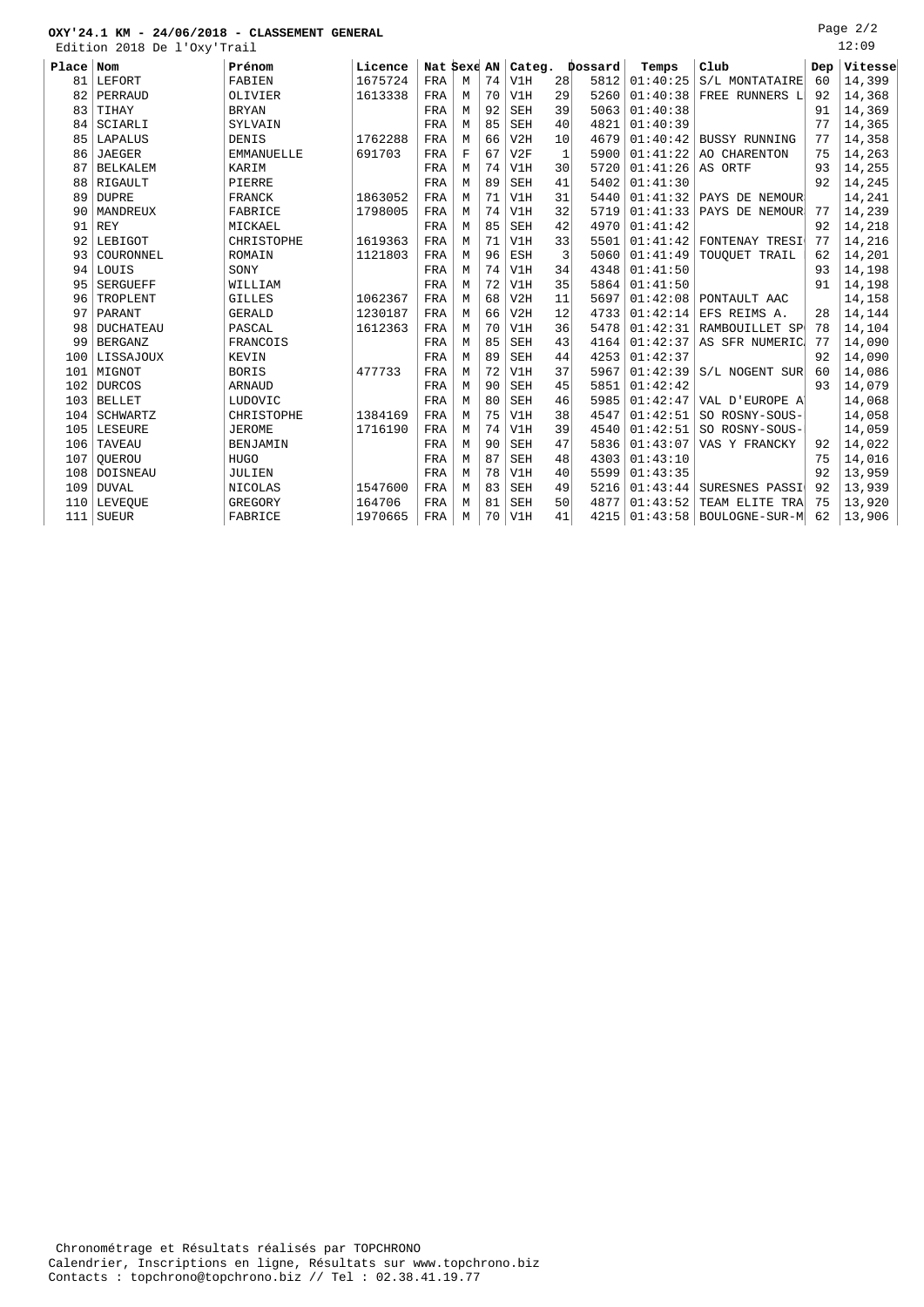**OXY'24.1 KM - 24/06/2018 - CLASSEMENT GENERAL**

Edition 2018 De l'Oxy'Trail

12:09

| Place | Nom | Prénom | Licence | Nat | Sexe | AN | Categ. | | Dossard | Temps | Club | Dep | Vitesse |
|---|---|---|---|---|---|---|---|---|---|---|---|---|---|
| 81 | LEFORT | FABIEN | 1675724 | FRA | M | 74 | V1H | 28 | 5812 | 01:40:25 | S/L MONTATAIRE | 60 | 14,399 |
| 82 | PERRAUD | OLIVIER | 1613338 | FRA | M | 70 | V1H | 29 | 5260 | 01:40:38 | FREE RUNNERS L | 92 | 14,368 |
| 83 | TIHAY | BRYAN | | FRA | M | 92 | SEH | 39 | 5063 | 01:40:38 | | 91 | 14,369 |
| 84 | SCIARLI | SYLVAIN | | FRA | M | 85 | SEH | 40 | 4821 | 01:40:39 | | 77 | 14,365 |
| 85 | LAPALUS | DENIS | 1762288 | FRA | M | 66 | V2H | 10 | 4679 | 01:40:42 | BUSSY RUNNING | 77 | 14,358 |
| 86 | JAEGER | EMMANUELLE | 691703 | FRA | F | 67 | V2F | 1 | 5900 | 01:41:22 | AO CHARENTON | 75 | 14,263 |
| 87 | BELKALEM | KARIM | | FRA | M | 74 | V1H | 30 | 5720 | 01:41:26 | AS ORTF | 93 | 14,255 |
| 88 | RIGAULT | PIERRE | | FRA | M | 89 | SEH | 41 | 5402 | 01:41:30 | | 92 | 14,245 |
| 89 | DUPRE | FRANCK | 1863052 | FRA | M | 71 | V1H | 31 | 5440 | 01:41:32 | PAYS DE NEMOUR | | 14,241 |
| 90 | MANDREUX | FABRICE | 1798005 | FRA | M | 74 | V1H | 32 | 5719 | 01:41:33 | PAYS DE NEMOUR | 77 | 14,239 |
| 91 | REY | MICKAEL | | FRA | M | 85 | SEH | 42 | 4970 | 01:41:42 | | 92 | 14,218 |
| 92 | LEBIGOT | CHRISTOPHE | 1619363 | FRA | M | 71 | V1H | 33 | 5501 | 01:41:42 | FONTENAY TRESI | 77 | 14,216 |
| 93 | COURONNEL | ROMAIN | 1121803 | FRA | M | 96 | ESH | 3 | 5060 | 01:41:49 | TOUQUET TRAIL | 62 | 14,201 |
| 94 | LOUIS | SONY | | FRA | M | 74 | V1H | 34 | 4348 | 01:41:50 | | 93 | 14,198 |
| 95 | SERGUEFF | WILLIAM | | FRA | M | 72 | V1H | 35 | 5864 | 01:41:50 | | 91 | 14,198 |
| 96 | TROPLENT | GILLES | 1062367 | FRA | M | 68 | V2H | 11 | 5697 | 01:42:08 | PONTAULT AAC | | 14,158 |
| 97 | PARANT | GERALD | 1230187 | FRA | M | 66 | V2H | 12 | 4733 | 01:42:14 | EFS REIMS A. | 28 | 14,144 |
| 98 | DUCHATEAU | PASCAL | 1612363 | FRA | M | 70 | V1H | 36 | 5478 | 01:42:31 | RAMBOUILLET SP | 78 | 14,104 |
| 99 | BERGANZ | FRANCOIS | | FRA | M | 85 | SEH | 43 | 4164 | 01:42:37 | AS SFR NUMERIC | 77 | 14,090 |
| 100 | LISSAJOUX | KEVIN | | FRA | M | 89 | SEH | 44 | 4253 | 01:42:37 | | 92 | 14,090 |
| 101 | MIGNOT | BORIS | 477733 | FRA | M | 72 | V1H | 37 | 5967 | 01:42:39 | S/L NOGENT SUR | 60 | 14,086 |
| 102 | DURCOS | ARNAUD | | FRA | M | 90 | SEH | 45 | 5851 | 01:42:42 | | 93 | 14,079 |
| 103 | BELLET | LUDOVIC | | FRA | M | 80 | SEH | 46 | 5985 | 01:42:47 | VAL D'EUROPE A | | 14,068 |
| 104 | SCHWARTZ | CHRISTOPHE | 1384169 | FRA | M | 75 | V1H | 38 | 4547 | 01:42:51 | SO ROSNY-SOUS- | | 14,058 |
| 105 | LESEURE | JEROME | 1716190 | FRA | M | 74 | V1H | 39 | 4540 | 01:42:51 | SO ROSNY-SOUS- | | 14,059 |
| 106 | TAVEAU | BENJAMIN | | FRA | M | 90 | SEH | 47 | 5836 | 01:43:07 | VAS Y FRANCKY | 92 | 14,022 |
| 107 | QUEROU | HUGO | | FRA | M | 87 | SEH | 48 | 4303 | 01:43:10 | | 75 | 14,016 |
| 108 | DOISNEAU | JULIEN | | FRA | M | 78 | V1H | 40 | 5599 | 01:43:35 | | 92 | 13,959 |
| 109 | DUVAL | NICOLAS | 1547600 | FRA | M | 83 | SEH | 49 | 5216 | 01:43:44 | SURESNES PASSI | 92 | 13,939 |
| 110 | LEVEQUE | GREGORY | 164706 | FRA | M | 81 | SEH | 50 | 4877 | 01:43:52 | TEAM ELITE TRA | 75 | 13,920 |
| 111 | SUEUR | FABRICE | 1970665 | FRA | M | 70 | V1H | 41 | 4215 | 01:43:58 | BOULOGNE-SUR-M | 62 | 13,906 |

Chronométrage et Résultats réalisés par TOPCHRONO
Calendrier, Inscriptions en ligne, Résultats sur www.topchrono.biz
Contacts : topchrono@topchrono.biz // Tel : 02.38.41.19.77